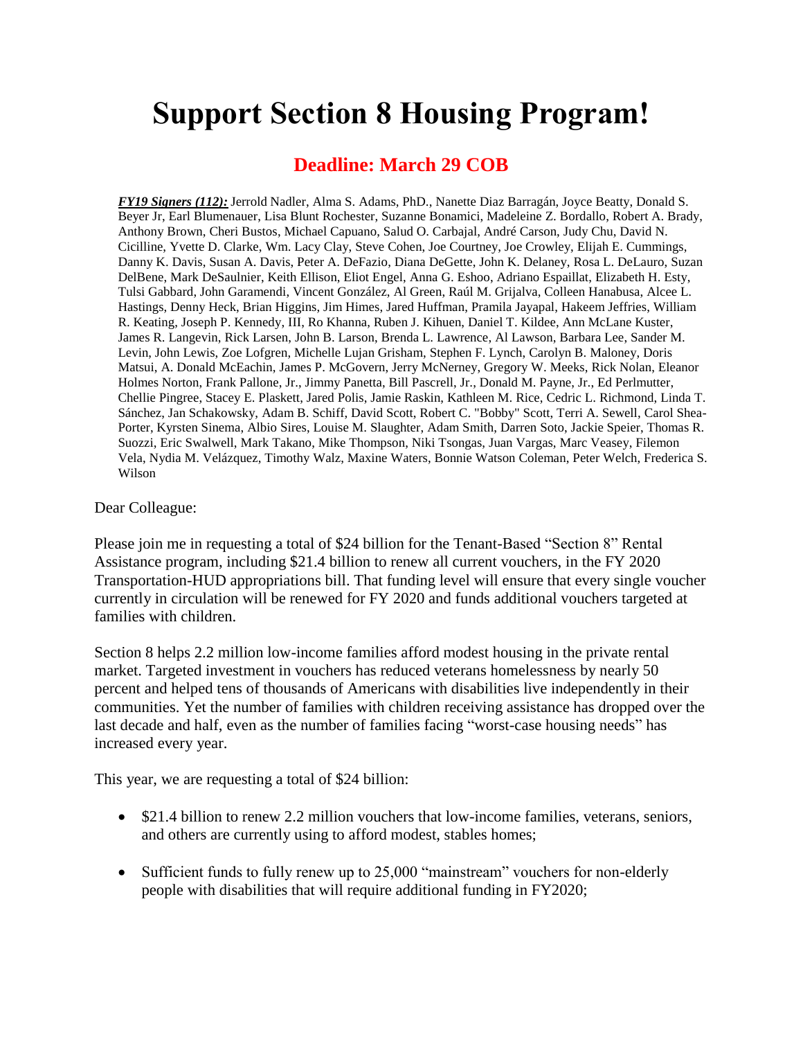# Support Section 8 Housing Program!

## Deadline: March 29 COB

***FY19 Signers (112):*** Jerrold Nadler, Alma S. Adams, PhD., Nanette Diaz Barragán, Joyce Beatty, Donald S. Beyer Jr, Earl Blumenauer, Lisa Blunt Rochester, Suzanne Bonamici, Madeleine Z. Bordallo, Robert A. Brady, Anthony Brown, Cheri Bustos, Michael Capuano, Salud O. Carbajal, André Carson, Judy Chu, David N. Cicilline, Yvette D. Clarke, Wm. Lacy Clay, Steve Cohen, Joe Courtney, Joe Crowley, Elijah E. Cummings, Danny K. Davis, Susan A. Davis, Peter A. DeFazio, Diana DeGette, John K. Delaney, Rosa L. DeLauro, Suzan DelBene, Mark DeSaulnier, Keith Ellison, Eliot Engel, Anna G. Eshoo, Adriano Espaillat, Elizabeth H. Esty, Tulsi Gabbard, John Garamendi, Vincent González, Al Green, Raúl M. Grijalva, Colleen Hanabusa, Alcee L. Hastings, Denny Heck, Brian Higgins, Jim Himes, Jared Huffman, Pramila Jayapal, Hakeem Jeffries, William R. Keating, Joseph P. Kennedy, III, Ro Khanna, Ruben J. Kihuen, Daniel T. Kildee, Ann McLane Kuster, James R. Langevin, Rick Larsen, John B. Larson, Brenda L. Lawrence, Al Lawson, Barbara Lee, Sander M. Levin, John Lewis, Zoe Lofgren, Michelle Lujan Grisham, Stephen F. Lynch, Carolyn B. Maloney, Doris Matsui, A. Donald McEachin, James P. McGovern, Jerry McNerney, Gregory W. Meeks, Rick Nolan, Eleanor Holmes Norton, Frank Pallone, Jr., Jimmy Panetta, Bill Pascrell, Jr., Donald M. Payne, Jr., Ed Perlmutter, Chellie Pingree, Stacey E. Plaskett, Jared Polis, Jamie Raskin, Kathleen M. Rice, Cedric L. Richmond, Linda T. Sánchez, Jan Schakowsky, Adam B. Schiff, David Scott, Robert C. "Bobby" Scott, Terri A. Sewell, Carol Shea-Porter, Kyrsten Sinema, Albio Sires, Louise M. Slaughter, Adam Smith, Darren Soto, Jackie Speier, Thomas R. Suozzi, Eric Swalwell, Mark Takano, Mike Thompson, Niki Tsongas, Juan Vargas, Marc Veasey, Filemon Vela, Nydia M. Velázquez, Timothy Walz, Maxine Waters, Bonnie Watson Coleman, Peter Welch, Frederica S. Wilson

Dear Colleague:

Please join me in requesting a total of $24 billion for the Tenant-Based "Section 8" Rental Assistance program, including $21.4 billion to renew all current vouchers, in the FY 2020 Transportation-HUD appropriations bill. That funding level will ensure that every single voucher currently in circulation will be renewed for FY 2020 and funds additional vouchers targeted at families with children.

Section 8 helps 2.2 million low-income families afford modest housing in the private rental market. Targeted investment in vouchers has reduced veterans homelessness by nearly 50 percent and helped tens of thousands of Americans with disabilities live independently in their communities. Yet the number of families with children receiving assistance has dropped over the last decade and half, even as the number of families facing "worst-case housing needs" has increased every year.

This year, we are requesting a total of $24 billion:

- $21.4 billion to renew 2.2 million vouchers that low-income families, veterans, seniors, and others are currently using to afford modest, stables homes;
- Sufficient funds to fully renew up to 25,000 "mainstream" vouchers for non-elderly people with disabilities that will require additional funding in FY2020;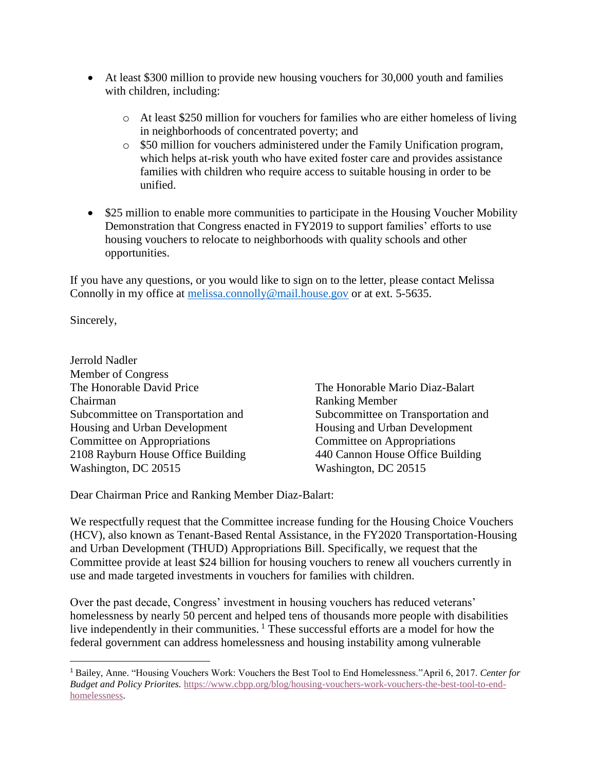- At least $300 million to provide new housing vouchers for 30,000 youth and families with children, including:
    - At least $250 million for vouchers for families who are either homeless of living in neighborhoods of concentrated poverty; and
    - $50 million for vouchers administered under the Family Unification program, which helps at-risk youth who have exited foster care and provides assistance families with children who require access to suitable housing in order to be unified.

- $25 million to enable more communities to participate in the Housing Voucher Mobility Demonstration that Congress enacted in FY2019 to support families' efforts to use housing vouchers to relocate to neighborhoods with quality schools and other opportunities.

If you have any questions, or you would like to sign on to the letter, please contact Melissa Connolly in my office at [melissa.connolly@mail.house.gov](mailto:melissa.connolly@mail.house.gov) or at ext. 5-5635.

Sincerely,

Jerrold Nadler
Member of Congress

The Honorable David Price
Chairman
Subcommittee on Transportation and Housing and Urban Development
Committee on Appropriations
2108 Rayburn House Office Building
Washington, DC 20515

The Honorable Mario Diaz-Balart
Ranking Member
Subcommittee on Transportation and Housing and Urban Development
Committee on Appropriations
440 Cannon House Office Building
Washington, DC 20515

Dear Chairman Price and Ranking Member Diaz-Balart:

We respectfully request that the Committee increase funding for the Housing Choice Vouchers (HCV), also known as Tenant-Based Rental Assistance, in the FY2020 Transportation-Housing and Urban Development (THUD) Appropriations Bill. Specifically, we request that the Committee provide at least $24 billion for housing vouchers to renew all vouchers currently in use and made targeted investments in vouchers for families with children.

Over the past decade, Congress' investment in housing vouchers has reduced veterans' homelessness by nearly 50 percent and helped tens of thousands more people with disabilities live independently in their communities. [1] These successful efforts are a model for how the federal government can address homelessness and housing instability among vulnerable

---

[1] Bailey, Anne. "Housing Vouchers Work: Vouchers the Best Tool to End Homelessness."April 6, 2017. *Center for Budget and Policy Priorites.* [https://www.cbpp.org/blog/housing-vouchers-work-vouchers-the-best-tool-to-end-homelessness](https://www.cbpp.org/blog/housing-vouchers-work-vouchers-the-best-tool-to-end-homelessness).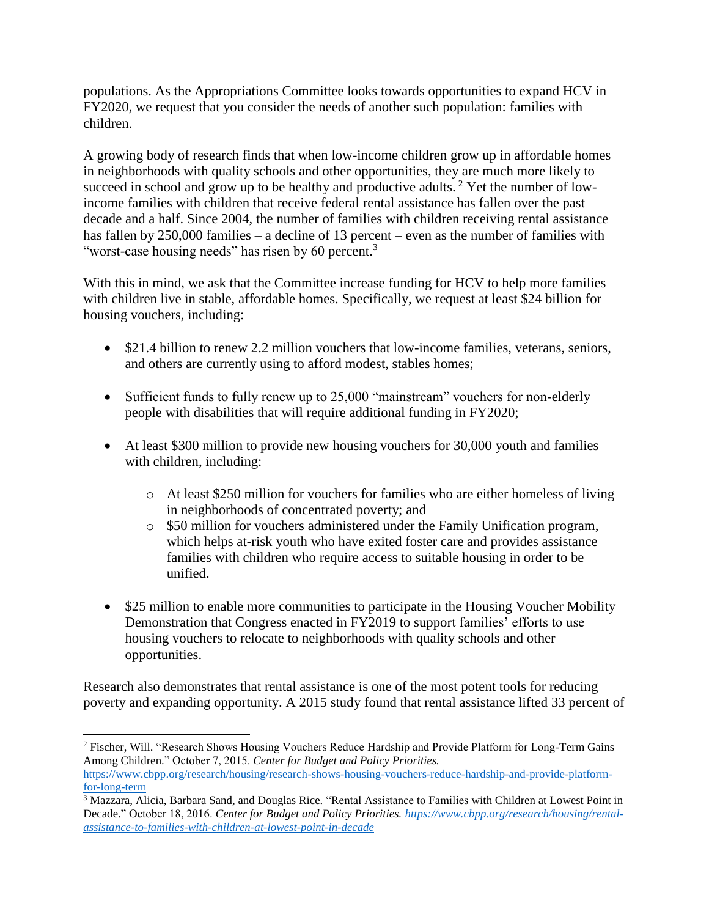populations. As the Appropriations Committee looks towards opportunities to expand HCV in FY2020, we request that you consider the needs of another such population: families with children.

A growing body of research finds that when low-income children grow up in affordable homes in neighborhoods with quality schools and other opportunities, they are much more likely to succeed in school and grow up to be healthy and productive adults. [2] Yet the number of low-income families with children that receive federal rental assistance has fallen over the past decade and a half. Since 2004, the number of families with children receiving rental assistance has fallen by 250,000 families – a decline of 13 percent – even as the number of families with "worst-case housing needs" has risen by 60 percent.[3]

With this in mind, we ask that the Committee increase funding for HCV to help more families with children live in stable, affordable homes. Specifically, we request at least $24 billion for housing vouchers, including:

- $21.4 billion to renew 2.2 million vouchers that low-income families, veterans, seniors, and others are currently using to afford modest, stables homes;

- Sufficient funds to fully renew up to 25,000 "mainstream" vouchers for non-elderly people with disabilities that will require additional funding in FY2020;

- At least $300 million to provide new housing vouchers for 30,000 youth and families with children, including:

    - At least $250 million for vouchers for families who are either homeless of living in neighborhoods of concentrated poverty; and
    - $50 million for vouchers administered under the Family Unification program, which helps at-risk youth who have exited foster care and provides assistance families with children who require access to suitable housing in order to be unified.

- $25 million to enable more communities to participate in the Housing Voucher Mobility Demonstration that Congress enacted in FY2019 to support families' efforts to use housing vouchers to relocate to neighborhoods with quality schools and other opportunities.

Research also demonstrates that rental assistance is one of the most potent tools for reducing poverty and expanding opportunity. A 2015 study found that rental assistance lifted 33 percent of

---

[2] Fischer, Will. "Research Shows Housing Vouchers Reduce Hardship and Provide Platform for Long-Term Gains Among Children." October 7, 2015. *Center for Budget and Policy Priorities.* https://www.cbpp.org/research/housing/research-shows-housing-vouchers-reduce-hardship-and-provide-platform-for-long-term

[3] Mazzara, Alicia, Barbara Sand, and Douglas Rice. "Rental Assistance to Families with Children at Lowest Point in Decade." October 18, 2016. *Center for Budget and Policy Priorities. https://www.cbpp.org/research/housing/rental-assistance-to-families-with-children-at-lowest-point-in-decade*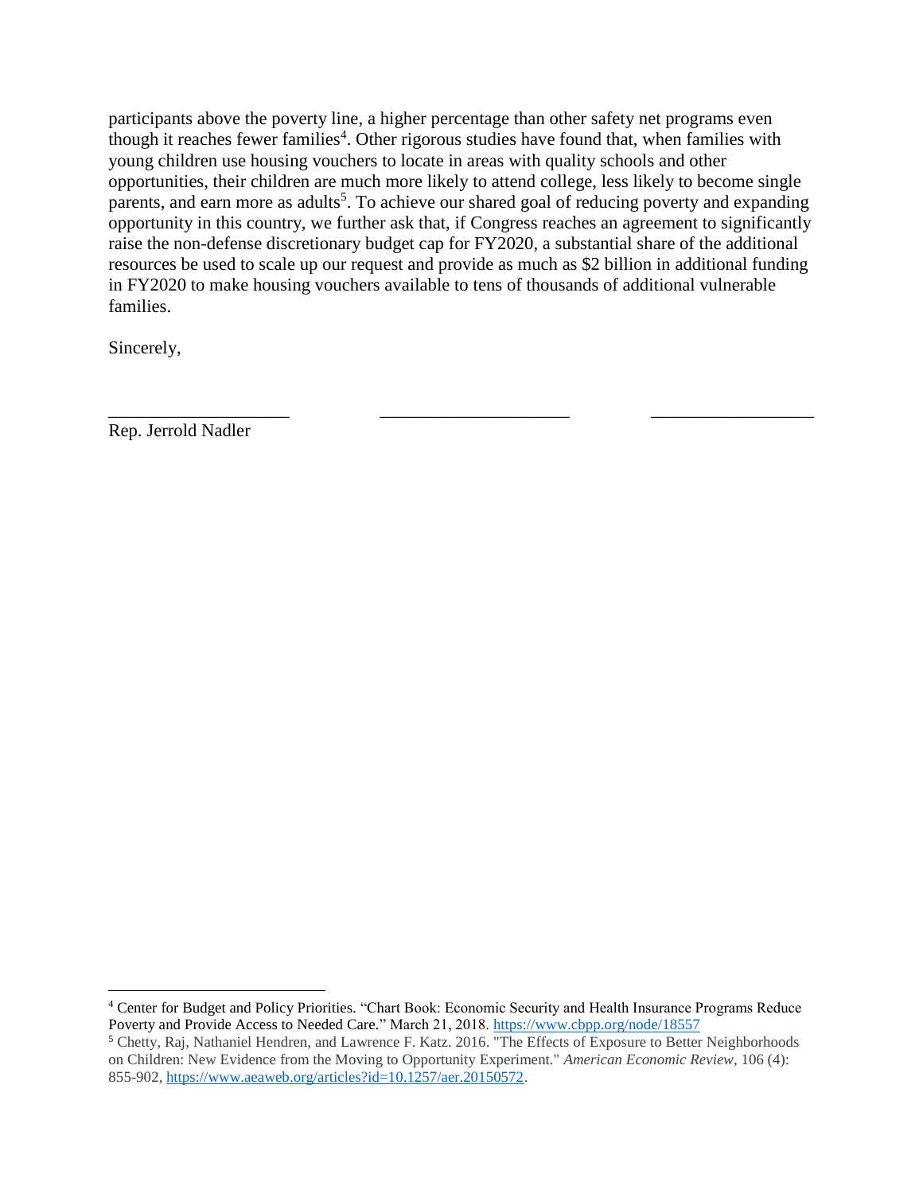participants above the poverty line, a higher percentage than other safety net programs even though it reaches fewer families[4]. Other rigorous studies have found that, when families with young children use housing vouchers to locate in areas with quality schools and other opportunities, their children are much more likely to attend college, less likely to become single parents, and earn more as adults[5]. To achieve our shared goal of reducing poverty and expanding opportunity in this country, we further ask that, if Congress reaches an agreement to significantly raise the non-defense discretionary budget cap for FY2020, a substantial share of the additional resources be used to scale up our request and provide as much as $2 billion in additional funding in FY2020 to make housing vouchers available to tens of thousands of additional vulnerable families.

Sincerely,

____________________ ____________________ ____________________

Rep. Jerrold Nadler

---

[4] Center for Budget and Policy Priorities. "Chart Book: Economic Security and Health Insurance Programs Reduce Poverty and Provide Access to Needed Care." March 21, 2018. https://www.cbpp.org/node/18557

[5] Chetty, Raj, Nathaniel Hendren, and Lawrence F. Katz. 2016. "The Effects of Exposure to Better Neighborhoods on Children: New Evidence from the Moving to Opportunity Experiment." *American Economic Review*, 106 (4): 855-902, https://www.aeaweb.org/articles?id=10.1257/aer.20150572.